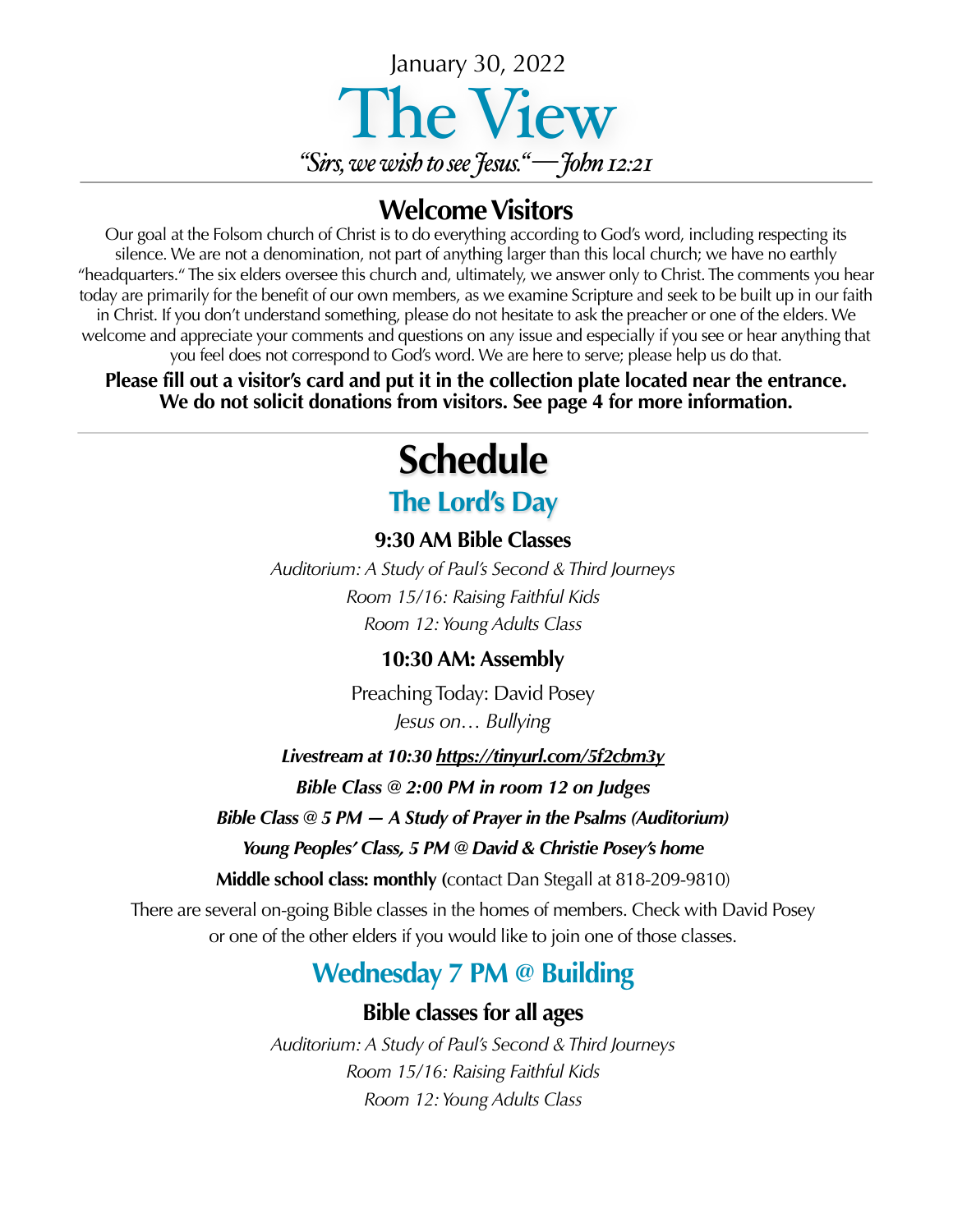January 30, 2022

# The View

*"Sirs, we wish to see Jesus."—John 12:21*

## Welcome Visitors

Our goal at the Folsom church of Christ is to do everything according to God's word, including respecting its silence. We are not a denomination, not part of anything larger than this local church; we have no earthly "headquarters." The six elders oversee this church and, ultimately, we answer only to Christ. The comments you hear today are primarily for the benefit of our own members, as we examine Scripture and seek to be built up in our faith in Christ. If you don't understand something, please do not hesitate to ask the preacher or one of the elders. We welcome and appreciate your comments and questions on any issue and especially if you see or hear anything that you feel does not correspond to God's word. We are here to serve; please help us do that.

**Please fill out a visitor's card and put it in the collection plate located near the entrance. We do not solicit donations from visitors. See page 4 for more information.**

# Schedule

## The Lord's Day

### 9:30 AM Bible Classes

*Auditorium: A Study of Paul's Second & Third Journeys*

*Room 15/16: Raising Faithful Kids*

*Room 12: Young Adults Class*

### 10:30 AM: Assembly

Preaching Today: David Posey

*Jesus on… Bullying*

***Livestream at 10:30 https://tinyurl.com/5f2cbm3y***

***Bible Class @ 2:00 PM in room 12 on Judges***

***Bible Class @ 5 PM — A Study of Prayer in the Psalms (Auditorium)***

***Young Peoples' Class, 5 PM @ David & Christie Posey's home***

**Middle school class: monthly (**contact Dan Stegall at 818-209-9810)

There are several on-going Bible classes in the homes of members. Check with David Posey or one of the other elders if you would like to join one of those classes.

## Wednesday 7 PM @ Building

### Bible classes for all ages

*Auditorium: A Study of Paul's Second & Third Journeys*

*Room 15/16: Raising Faithful Kids*

*Room 12: Young Adults Class*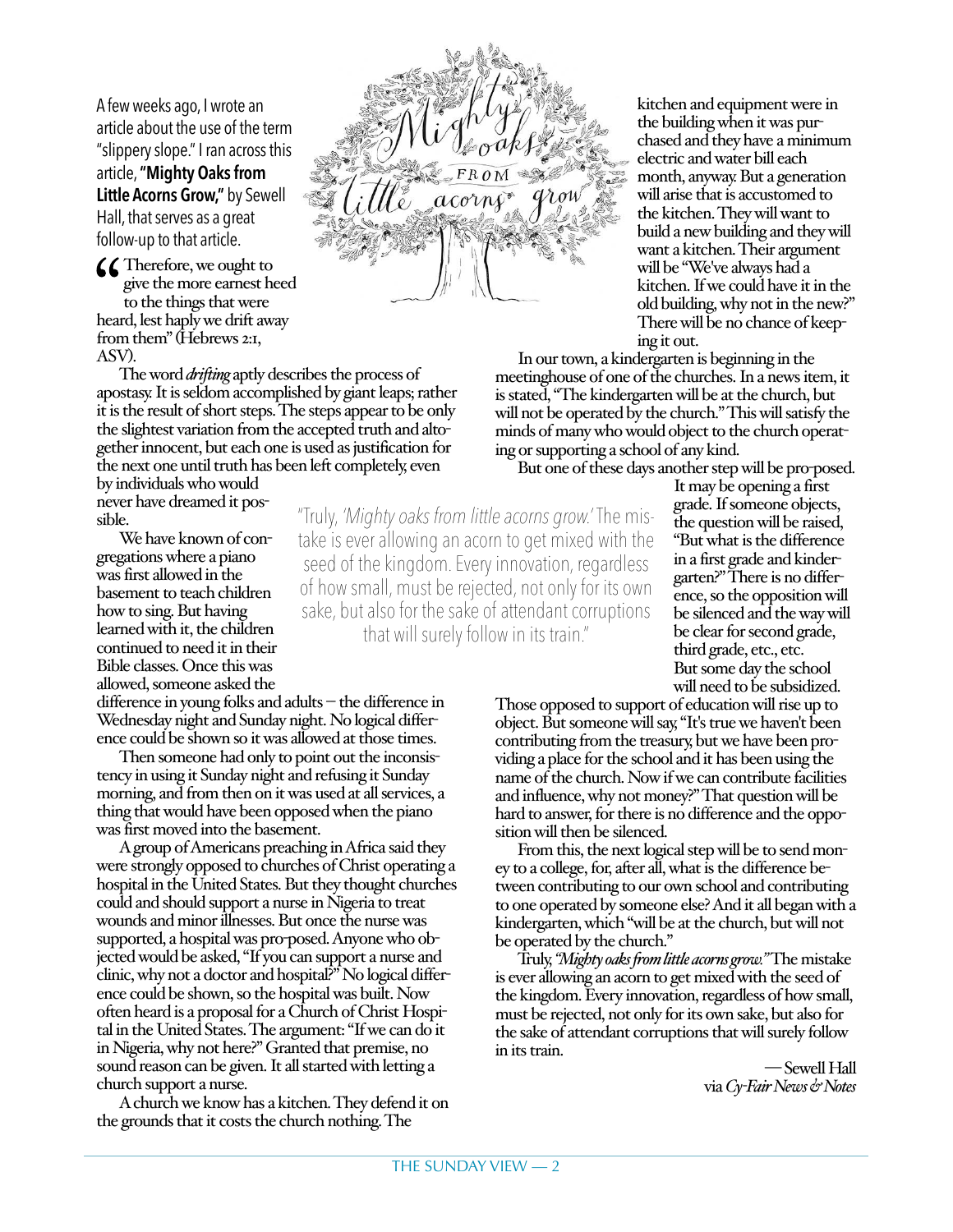A few weeks ago, I wrote an article about the use of the term "slippery slope." I ran across this article, **"Mighty Oaks from Little Acorns Grow,"** by Sewell Hall, that serves as a great follow-up to that article.

"Therefore, we ought to give the more earnest heed to the things that were heard, lest haply we drift away from them" (Hebrews 2:1, ASV).

The word *drifting* aptly describes the process of apostasy. It is seldom accomplished by giant leaps; rather it is the result of short steps. The steps appear to be only the slightest variation from the accepted truth and altogether innocent, but each one is used as justification for the next one until truth has been left completely, even by individuals who would never have dreamed it possible.

We have known of congregations where a piano was first allowed in the basement to teach children how to sing. But having learned with it, the children continued to need it in their Bible classes. Once this was allowed, someone asked the difference in young folks and adults — the difference in Wednesday night and Sunday night. No logical difference could be shown so it was allowed at those times.

Then someone had only to point out the inconsistency in using it Sunday night and refusing it Sunday morning, and from then on it was used at all services, a thing that would have been opposed when the piano was first moved into the basement.

A group of Americans preaching in Africa said they were strongly opposed to churches of Christ operating a hospital in the United States. But they thought churches could and should support a nurse in Nigeria to treat wounds and minor illnesses. But once the nurse was supported, a hospital was pro-posed. Anyone who objected would be asked, "If you can support a nurse and clinic, why not a doctor and hospital?" No logical difference could be shown, so the hospital was built. Now often heard is a proposal for a Church of Christ Hospital in the United States. The argument: "If we can do it in Nigeria, why not here?" Granted that premise, no sound reason can be given. It all started with letting a church support a nurse.

A church we know has a kitchen. They defend it on the grounds that it costs the church nothing. The kitchen and equipment were in the building when it was purchased and they have a minimum electric and water bill each month, anyway. But a generation will arise that is accustomed to the kitchen. They will want to build a new building and they will want a kitchen. Their argument will be "We've always had a kitchen. If we could have it in the old building, why not in the new?" There will be no chance of keeping it out.

In our town, a kindergarten is beginning in the meetinghouse of one of the churches. In a news item, it is stated, "The kindergarten will be at the church, but will not be operated by the church." This will satisfy the minds of many who would object to the church operating or supporting a school of any kind.

But one of these days another step will be pro-posed. It may be opening a first grade. If someone objects, the question will be raised, "But what is the difference in a first grade and kindergarten?" There is no difference, so the opposition will be silenced and the way will be clear for second grade, third grade, etc., etc. But some day the school will need to be subsidized. Those opposed to support of education will rise up to object. But someone will say, "It's true we haven't been contributing from the treasury, but we have been providing a place for the school and it has been using the name of the church. Now if we can contribute facilities and influence, why not money?" That question will be hard to answer, for there is no difference and the opposition will then be silenced.

From this, the next logical step will be to send money to a college, for, after all, what is the difference between contributing to our own school and contributing to one operated by someone else? And it all began with a kindergarten, which "will be at the church, but will not be operated by the church."

> "Truly, *'Mighty oaks from little acorns grow.'* The mistake is ever allowing an acorn to get mixed with the seed of the kingdom. Every innovation, regardless of how small, must be rejected, not only for its own sake, but also for the sake of attendant corruptions that will surely follow in its train."

Truly, *"Mighty oaks from little acorns grow."* The mistake is ever allowing an acorn to get mixed with the seed of the kingdom. Every innovation, regardless of how small, must be rejected, not only for its own sake, but also for the sake of attendant corruptions that will surely follow in its train.

— Sewell Hall
via *Cy-Fair News & Notes*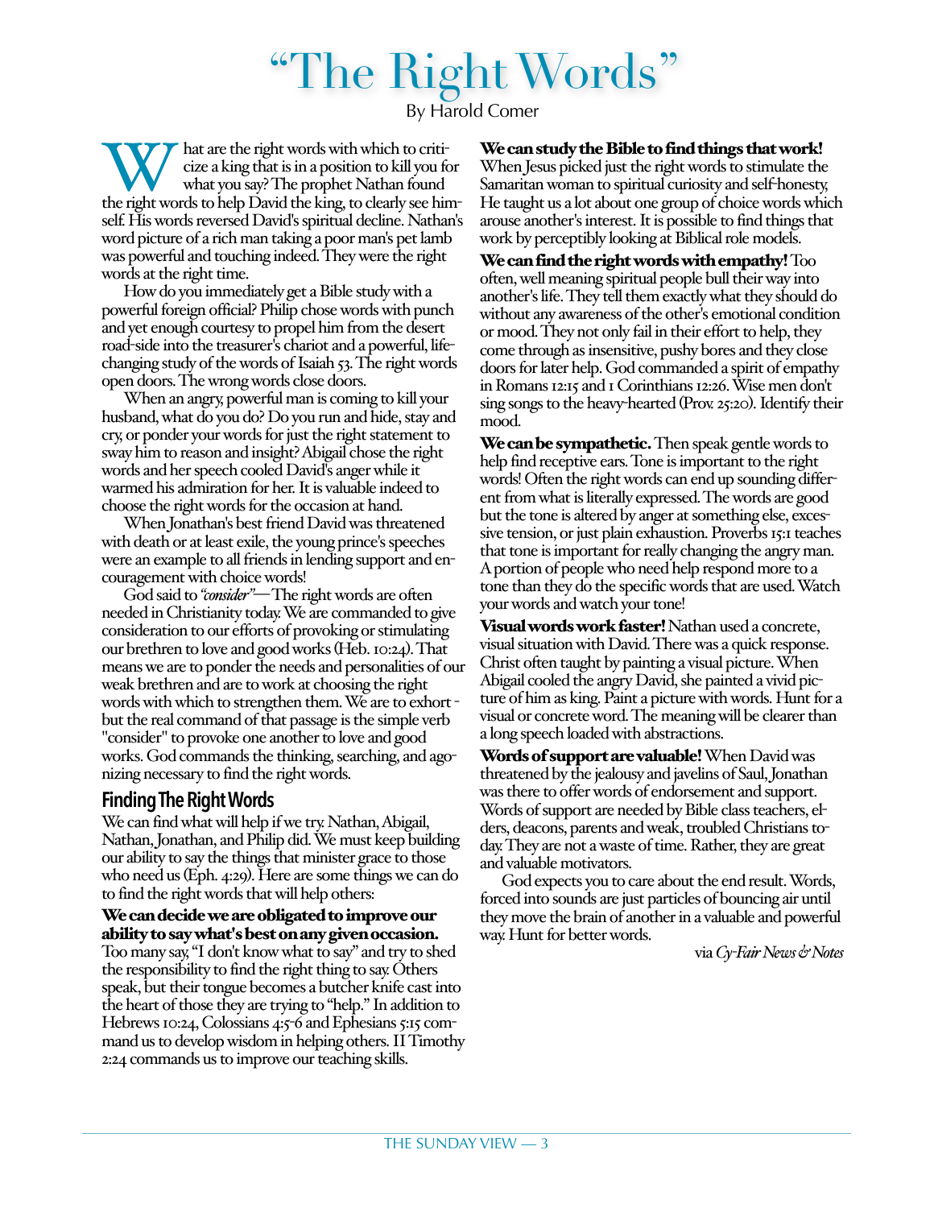# "The Right Words"

By Harold Comer

What are the right words with which to criticize a king that is in a position to kill you for what you say? The prophet Nathan found the right words to help David the king, to clearly see himself. His words reversed David's spiritual decline. Nathan's word picture of a rich man taking a poor man's pet lamb was powerful and touching indeed. They were the right words at the right time.

How do you immediately get a Bible study with a powerful foreign official? Philip chose words with punch and yet enough courtesy to propel him from the desert road-side into the treasurer's chariot and a powerful, life-changing study of the words of Isaiah 53. The right words open doors. The wrong words close doors.

When an angry, powerful man is coming to kill your husband, what do you do? Do you run and hide, stay and cry, or ponder your words for just the right statement to sway him to reason and insight? Abigail chose the right words and her speech cooled David's anger while it warmed his admiration for her. It is valuable indeed to choose the right words for the occasion at hand.

When Jonathan's best friend David was threatened with death or at least exile, the young prince's speeches were an example to all friends in lending support and encouragement with choice words!

God said to *"consider"*—The right words are often needed in Christianity today. We are commanded to give consideration to our efforts of provoking or stimulating our brethren to love and good works (Heb. 10:24). That means we are to ponder the needs and personalities of our weak brethren and are to work at choosing the right words with which to strengthen them. We are to exhort - but the real command of that passage is the simple verb "consider" to provoke one another to love and good works. God commands the thinking, searching, and agonizing necessary to find the right words.

## Finding The Right Words

We can find what will help if we try. Nathan, Abigail, Nathan, Jonathan, and Philip did. We must keep building our ability to say the things that minister grace to those who need us (Eph. 4:29). Here are some things we can do to find the right words that will help others:

**We can decide we are obligated to improve our ability to say what's best on any given occasion.** Too many say, "I don't know what to say" and try to shed the responsibility to find the right thing to say. Others speak, but their tongue becomes a butcher knife cast into the heart of those they are trying to "help." In addition to Hebrews 10:24, Colossians 4:5-6 and Ephesians 5:15 command us to develop wisdom in helping others. II Timothy 2:24 commands us to improve our teaching skills.

**We can study the Bible to find things that work!** When Jesus picked just the right words to stimulate the Samaritan woman to spiritual curiosity and self-honesty, He taught us a lot about one group of choice words which arouse another's interest. It is possible to find things that work by perceptibly looking at Biblical role models.

**We can find the right words with empathy!** Too often, well meaning spiritual people bull their way into another's life. They tell them exactly what they should do without any awareness of the other's emotional condition or mood. They not only fail in their effort to help, they come through as insensitive, pushy bores and they close doors for later help. God commanded a spirit of empathy in Romans 12:15 and 1 Corinthians 12:26. Wise men don't sing songs to the heavy-hearted (Prov. 25:20). Identify their mood.

**We can be sympathetic.** Then speak gentle words to help find receptive ears. Tone is important to the right words! Often the right words can end up sounding different from what is literally expressed. The words are good but the tone is altered by anger at something else, excessive tension, or just plain exhaustion. Proverbs 15:1 teaches that tone is important for really changing the angry man. A portion of people who need help respond more to a tone than they do the specific words that are used. Watch your words and watch your tone!

**Visual words work faster!** Nathan used a concrete, visual situation with David. There was a quick response. Christ often taught by painting a visual picture. When Abigail cooled the angry David, she painted a vivid picture of him as king. Paint a picture with words. Hunt for a visual or concrete word. The meaning will be clearer than a long speech loaded with abstractions.

**Words of support are valuable!** When David was threatened by the jealousy and javelins of Saul, Jonathan was there to offer words of endorsement and support. Words of support are needed by Bible class teachers, elders, deacons, parents and weak, troubled Christians today. They are not a waste of time. Rather, they are great and valuable motivators.

God expects you to care about the end result. Words, forced into sounds are just particles of bouncing air until they move the brain of another in a valuable and powerful way. Hunt for better words.

via *Cy-Fair News & Notes*